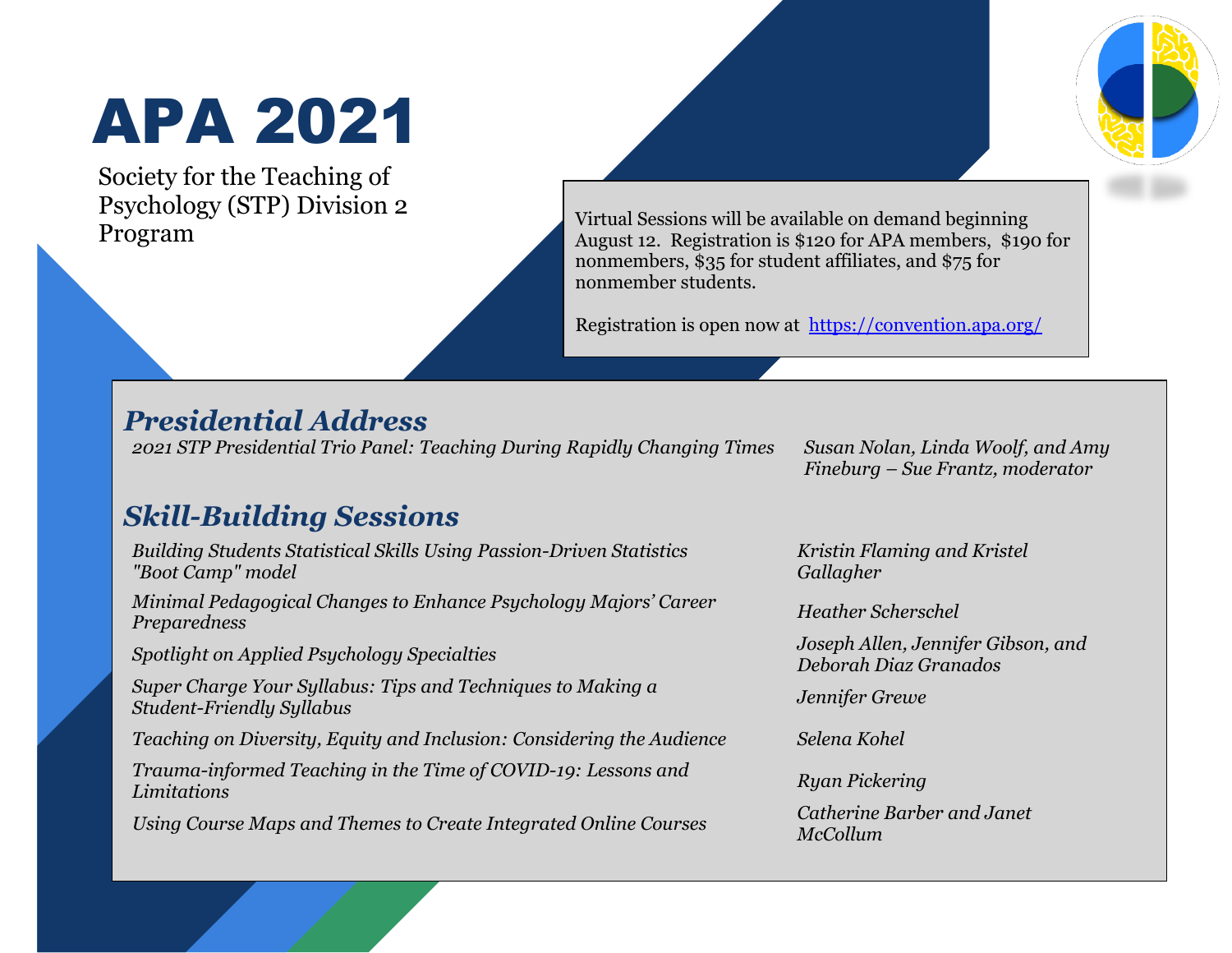# APA 2021

Society for the Teaching of Psychology (STP) Division 2 Program

Virtual Sessions will be available on demand beginning August 12. Registration is $120 for APA members, $190 for nonmembers, $35 for student affiliates, and $75 for nonmember students.

Registration is open now at https://convention.apa.org/

## *Presidential Address*

| Session | Presenters |
|---|---|
| *2021 STP Presidential Trio Panel: Teaching During Rapidly Changing Times* | *Susan Nolan, Linda Woolf, and Amy Fineburg – Sue Frantz, moderator* |

## *Skill-Building Sessions*

| Session | Presenters |
|---|---|
| *Building Students Statistical Skills Using Passion-Driven Statistics "Boot Camp" model* | *Kristin Flaming and Kristel Gallagher* |
| *Minimal Pedagogical Changes to Enhance Psychology Majors' Career Preparedness* | *Heather Scherschel* |
| *Spotlight on Applied Psychology Specialties* | *Joseph Allen, Jennifer Gibson, and Deborah Diaz Granados* |
| *Super Charge Your Syllabus: Tips and Techniques to Making a Student-Friendly Syllabus* | *Jennifer Grewe* |
| *Teaching on Diversity, Equity and Inclusion: Considering the Audience* | *Selena Kohel* |
| *Trauma-informed Teaching in the Time of COVID-19: Lessons and Limitations* | *Ryan Pickering* |
| *Using Course Maps and Themes to Create Integrated Online Courses* | *Catherine Barber and Janet McCollum* |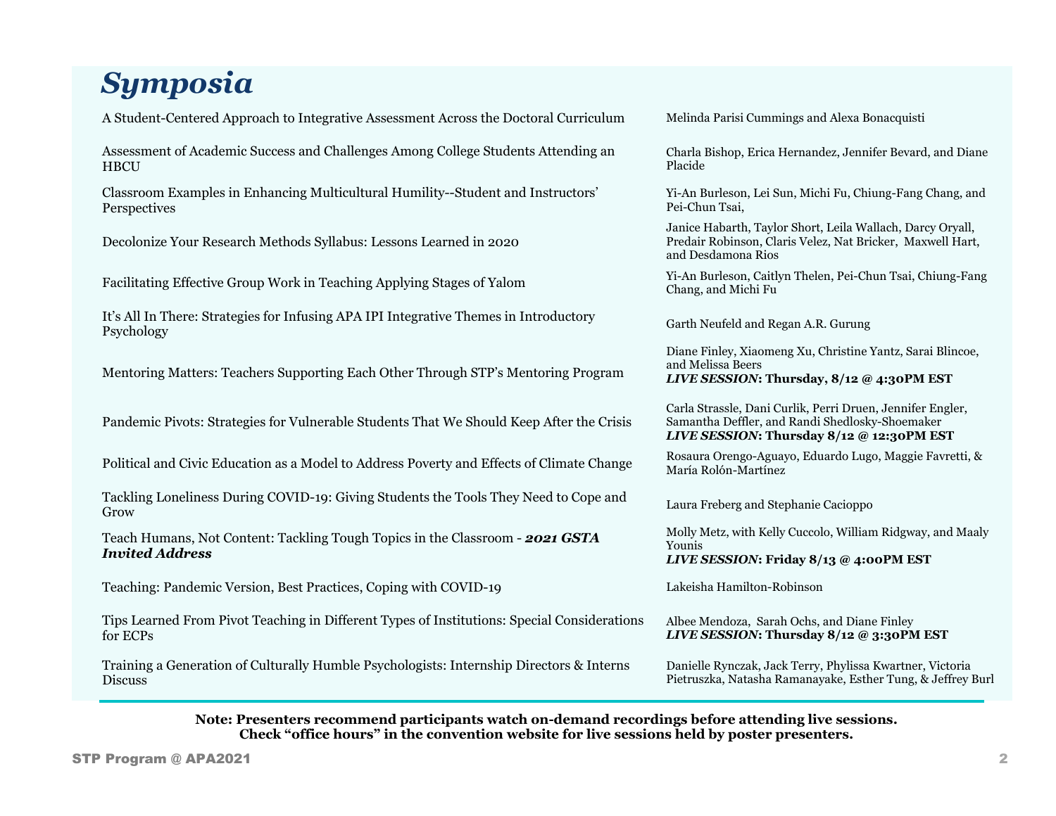# Symposia

| Title | Presenters |
|---|---|
| A Student-Centered Approach to Integrative Assessment Across the Doctoral Curriculum | Melinda Parisi Cummings and Alexa Bonacquisti |
| Assessment of Academic Success and Challenges Among College Students Attending an HBCU | Charla Bishop, Erica Hernandez, Jennifer Bevard, and Diane Placide |
| Classroom Examples in Enhancing Multicultural Humility--Student and Instructors' Perspectives | Yi-An Burleson, Lei Sun, Michi Fu, Chiung-Fang Chang, and Pei-Chun Tsai, |
| Decolonize Your Research Methods Syllabus: Lessons Learned in 2020 | Janice Habarth, Taylor Short, Leila Wallach, Darcy Oryall, Predair Robinson, Claris Velez, Nat Bricker, Maxwell Hart, and Desdamona Rios |
| Facilitating Effective Group Work in Teaching Applying Stages of Yalom | Yi-An Burleson, Caitlyn Thelen, Pei-Chun Tsai, Chiung-Fang Chang, and Michi Fu |
| It's All In There: Strategies for Infusing APA IPI Integrative Themes in Introductory Psychology | Garth Neufeld and Regan A.R. Gurung |
| Mentoring Matters: Teachers Supporting Each Other Through STP's Mentoring Program | Diane Finley, Xiaomeng Xu, Christine Yantz, Sarai Blincoe, and Melissa Beers<br>***LIVE SESSION*: Thursday, 8/12 @ 4:30PM EST** |
| Pandemic Pivots: Strategies for Vulnerable Students That We Should Keep After the Crisis | Carla Strassle, Dani Curlik, Perri Druen, Jennifer Engler, Samantha Deffler, and Randi Shedlosky-Shoemaker<br>***LIVE SESSION*: Thursday 8/12 @ 12:30PM EST** |
| Political and Civic Education as a Model to Address Poverty and Effects of Climate Change | Rosaura Orengo-Aguayo, Eduardo Lugo, Maggie Favretti, & María Rolón-Martínez |
| Tackling Loneliness During COVID-19: Giving Students the Tools They Need to Cope and Grow | Laura Freberg and Stephanie Cacioppo |
| Teach Humans, Not Content: Tackling Tough Topics in the Classroom - ***2021 GSTA Invited Address*** | Molly Metz, with Kelly Cuccolo, William Ridgway, and Maaly Younis<br>***LIVE SESSION*: Friday 8/13 @ 4:00PM EST** |
| Teaching: Pandemic Version, Best Practices, Coping with COVID-19 | Lakeisha Hamilton-Robinson |
| Tips Learned From Pivot Teaching in Different Types of Institutions: Special Considerations for ECPs | Albee Mendoza, Sarah Ochs, and Diane Finley<br>***LIVE SESSION*: Thursday 8/12 @ 3:30PM EST** |
| Training a Generation of Culturally Humble Psychologists: Internship Directors & Interns Discuss | Danielle Rynczak, Jack Terry, Phylissa Kwartner, Victoria Pietruszka, Natasha Ramanayake, Esther Tung, & Jeffrey Burl |

**Note: Presenters recommend participants watch on-demand recordings before attending live sessions.**
**Check "office hours" in the convention website for live sessions held by poster presenters.**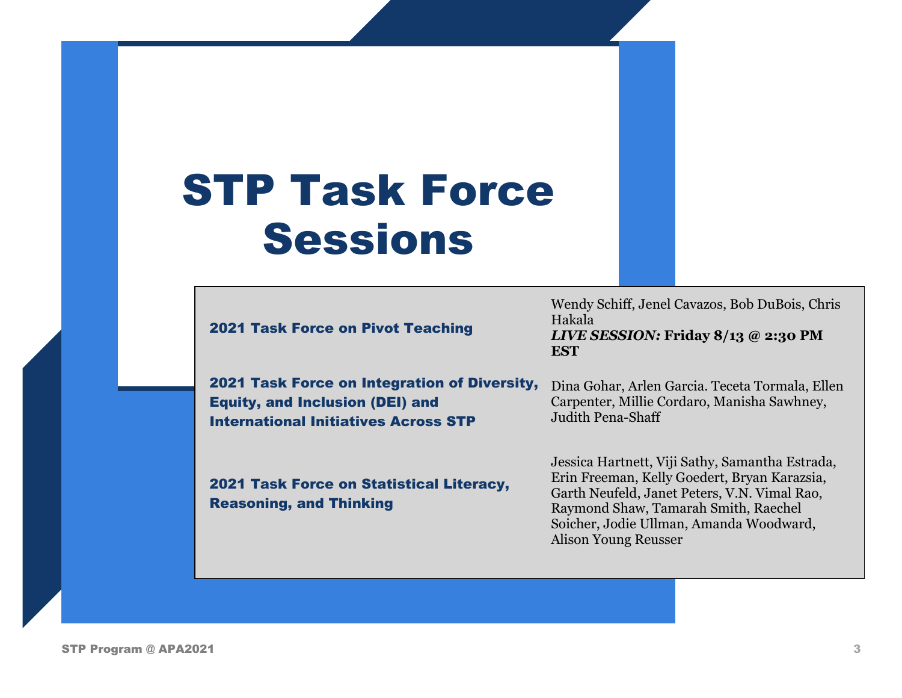# STP Task Force Sessions

| | |
|---|---|
| **2021 Task Force on Pivot Teaching** | Wendy Schiff, Jenel Cavazos, Bob DuBois, Chris Hakala<br>***LIVE SESSION:* Friday 8/13 @ 2:30 PM EST** |
| **2021 Task Force on Integration of Diversity, Equity, and Inclusion (DEI) and International Initiatives Across STP** | Dina Gohar, Arlen Garcia. Teceta Tormala, Ellen Carpenter, Millie Cordaro, Manisha Sawhney, Judith Pena-Shaff |
| **2021 Task Force on Statistical Literacy, Reasoning, and Thinking** | Jessica Hartnett, Viji Sathy, Samantha Estrada, Erin Freeman, Kelly Goedert, Bryan Karazsia, Garth Neufeld, Janet Peters, V.N. Vimal Rao, Raymond Shaw, Tamarah Smith, Raechel Soicher, Jodie Ullman, Amanda Woodward, Alison Young Reusser |